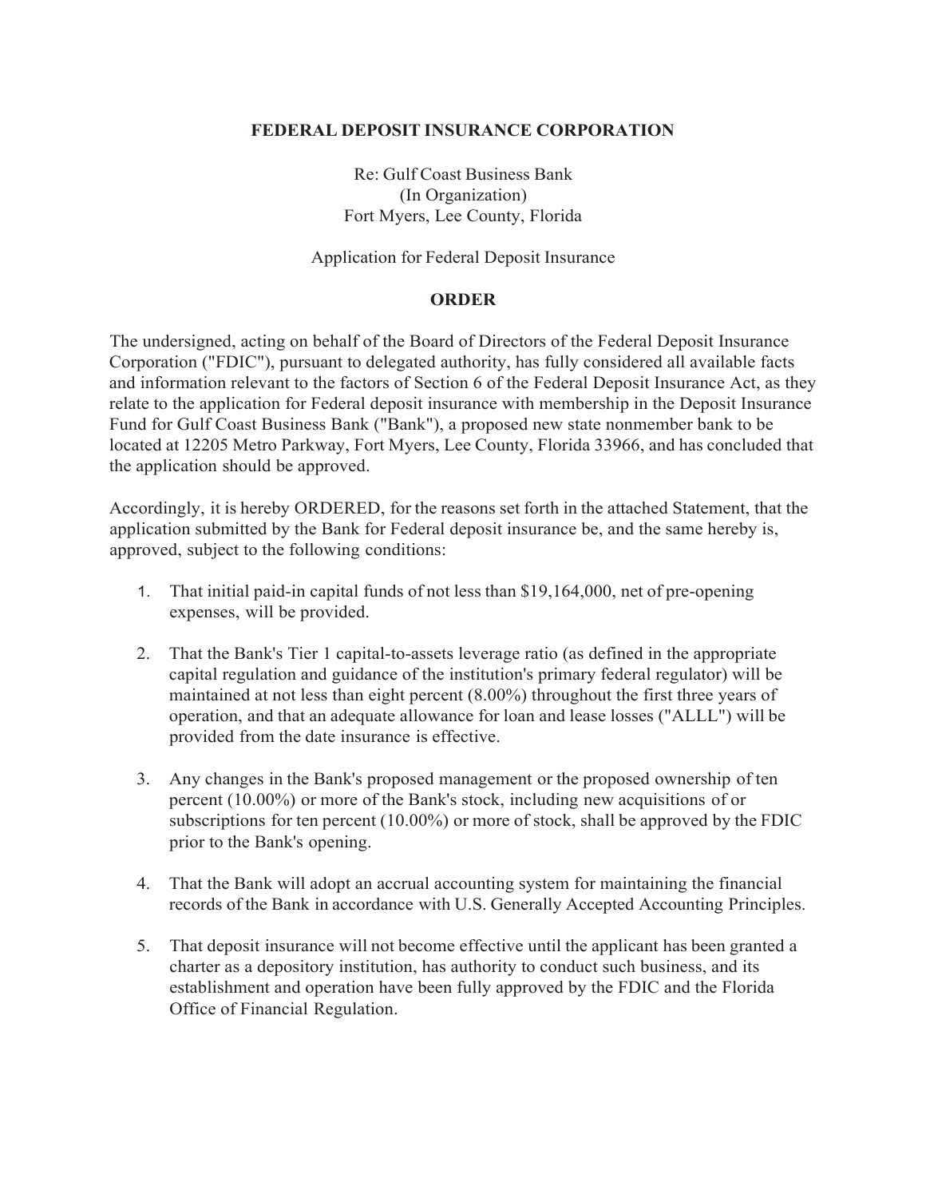**FEDERAL DEPOSIT INSURANCE CORPORATION**

Re: Gulf Coast Business Bank
(In Organization)
Fort Myers, Lee County, Florida

Application for Federal Deposit Insurance

**ORDER**

The undersigned, acting on behalf of the Board of Directors of the Federal Deposit Insurance Corporation ("FDIC"), pursuant to delegated authority, has fully considered all available facts and information relevant to the factors of Section 6 of the Federal Deposit Insurance Act, as they relate to the application for Federal deposit insurance with membership in the Deposit Insurance Fund for Gulf Coast Business Bank ("Bank"), a proposed new state nonmember bank to be located at 12205 Metro Parkway, Fort Myers, Lee County, Florida 33966, and has concluded that the application should be approved.

Accordingly, it is hereby ORDERED, for the reasons set forth in the attached Statement, that the application submitted by the Bank for Federal deposit insurance be, and the same hereby is, approved, subject to the following conditions:

1. That initial paid-in capital funds of not less than $19,164,000, net of pre-opening expenses, will be provided.

2. That the Bank's Tier 1 capital-to-assets leverage ratio (as defined in the appropriate capital regulation and guidance of the institution's primary federal regulator) will be maintained at not less than eight percent (8.00%) throughout the first three years of operation, and that an adequate allowance for loan and lease losses ("ALLL") will be provided from the date insurance is effective.

3. Any changes in the Bank's proposed management or the proposed ownership of ten percent (10.00%) or more of the Bank's stock, including new acquisitions of or subscriptions for ten percent (10.00%) or more of stock, shall be approved by the FDIC prior to the Bank's opening.

4. That the Bank will adopt an accrual accounting system for maintaining the financial records of the Bank in accordance with U.S. Generally Accepted Accounting Principles.

5. That deposit insurance will not become effective until the applicant has been granted a charter as a depository institution, has authority to conduct such business, and its establishment and operation have been fully approved by the FDIC and the Florida Office of Financial Regulation.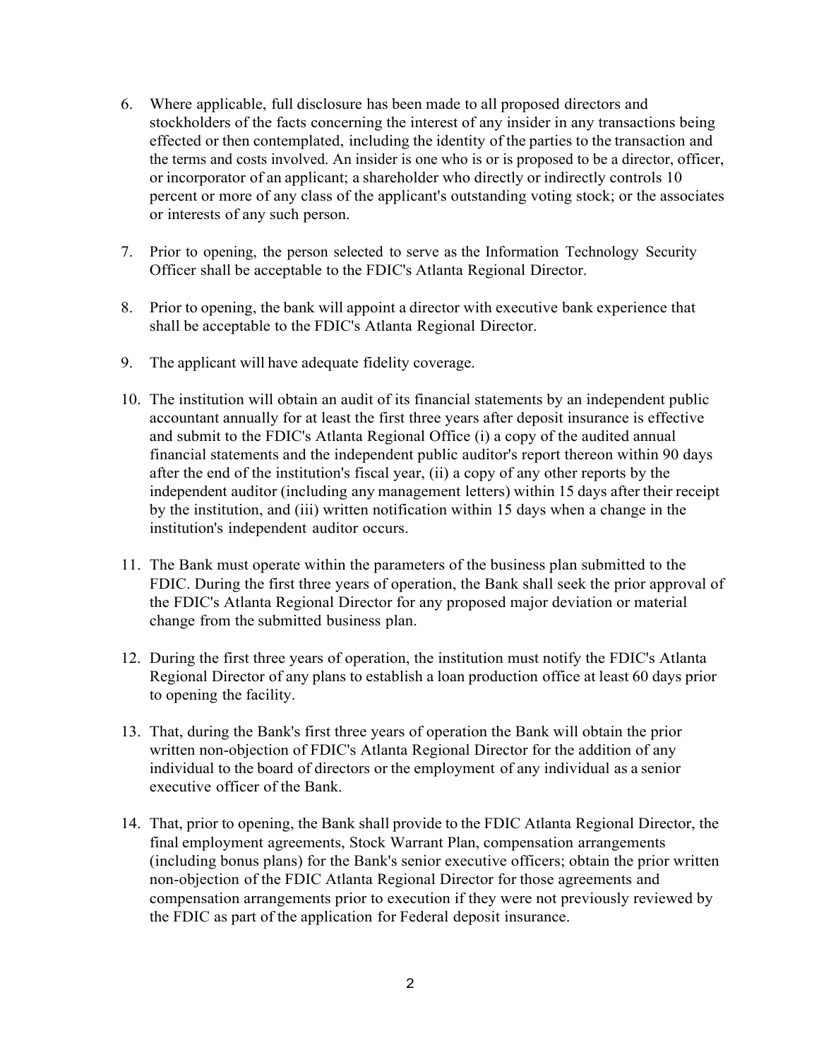6. Where applicable, full disclosure has been made to all proposed directors and stockholders of the facts concerning the interest of any insider in any transactions being effected or then contemplated, including the identity of the parties to the transaction and the terms and costs involved. An insider is one who is or is proposed to be a director, officer, or incorporator of an applicant; a shareholder who directly or indirectly controls 10 percent or more of any class of the applicant's outstanding voting stock; or the associates or interests of any such person.

7. Prior to opening, the person selected to serve as the Information Technology Security Officer shall be acceptable to the FDIC's Atlanta Regional Director.

8. Prior to opening, the bank will appoint a director with executive bank experience that shall be acceptable to the FDIC's Atlanta Regional Director.

9. The applicant will have adequate fidelity coverage.

10. The institution will obtain an audit of its financial statements by an independent public accountant annually for at least the first three years after deposit insurance is effective and submit to the FDIC's Atlanta Regional Office (i) a copy of the audited annual financial statements and the independent public auditor's report thereon within 90 days after the end of the institution's fiscal year, (ii) a copy of any other reports by the independent auditor (including any management letters) within 15 days after their receipt by the institution, and (iii) written notification within 15 days when a change in the institution's independent auditor occurs.

11. The Bank must operate within the parameters of the business plan submitted to the FDIC. During the first three years of operation, the Bank shall seek the prior approval of the FDIC's Atlanta Regional Director for any proposed major deviation or material change from the submitted business plan.

12. During the first three years of operation, the institution must notify the FDIC's Atlanta Regional Director of any plans to establish a loan production office at least 60 days prior to opening the facility.

13. That, during the Bank's first three years of operation the Bank will obtain the prior written non-objection of FDIC's Atlanta Regional Director for the addition of any individual to the board of directors or the employment of any individual as a senior executive officer of the Bank.

14. That, prior to opening, the Bank shall provide to the FDIC Atlanta Regional Director, the final employment agreements, Stock Warrant Plan, compensation arrangements (including bonus plans) for the Bank's senior executive officers; obtain the prior written non-objection of the FDIC Atlanta Regional Director for those agreements and compensation arrangements prior to execution if they were not previously reviewed by the FDIC as part of the application for Federal deposit insurance.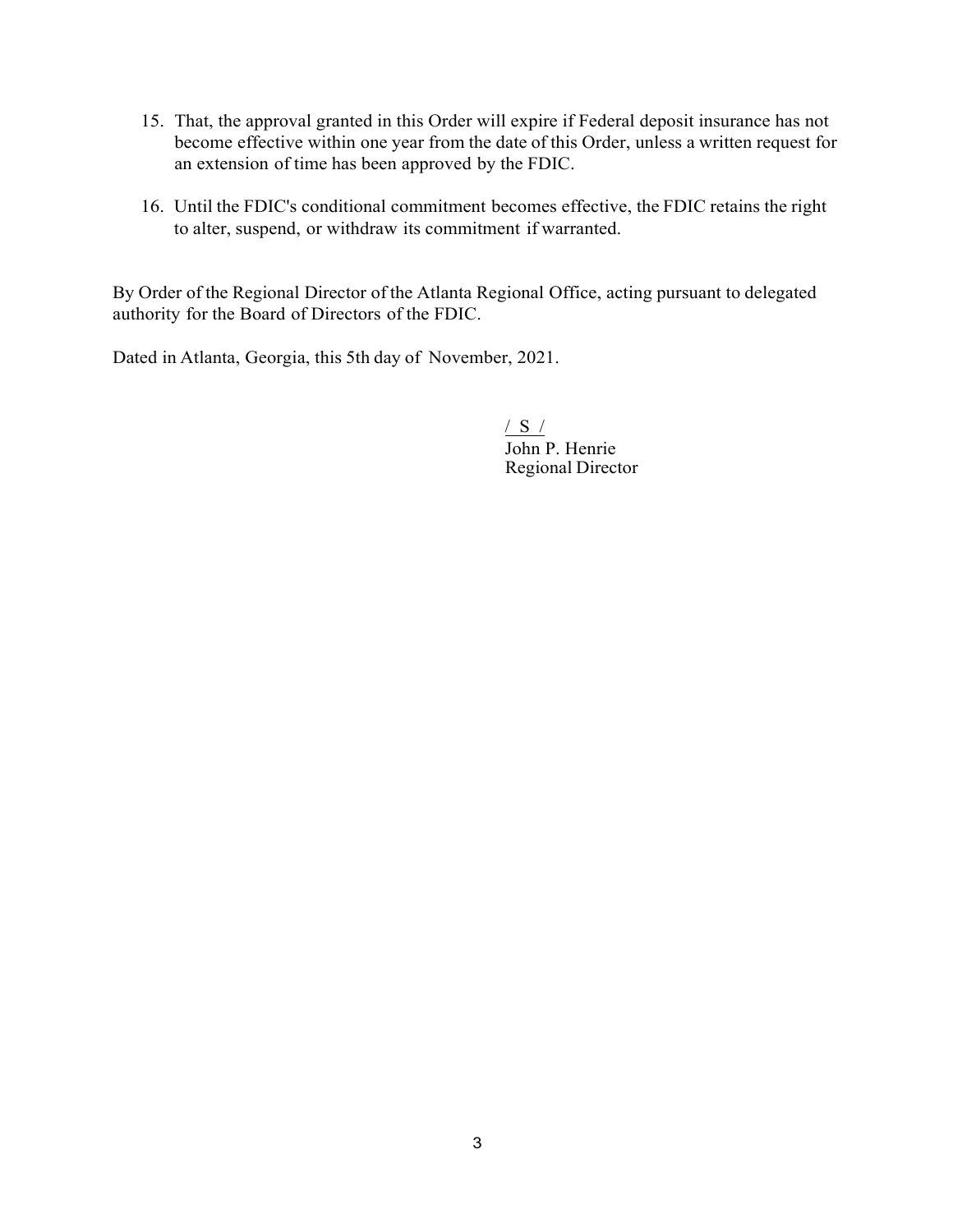15. That, the approval granted in this Order will expire if Federal deposit insurance has not become effective within one year from the date of this Order, unless a written request for an extension of time has been approved by the FDIC.

16. Until the FDIC's conditional commitment becomes effective, the FDIC retains the right to alter, suspend, or withdraw its commitment if warranted.

By Order of the Regional Director of the Atlanta Regional Office, acting pursuant to delegated authority for the Board of Directors of the FDIC.

Dated in Atlanta, Georgia, this 5th day of November, 2021.

/ S /
John P. Henrie
Regional Director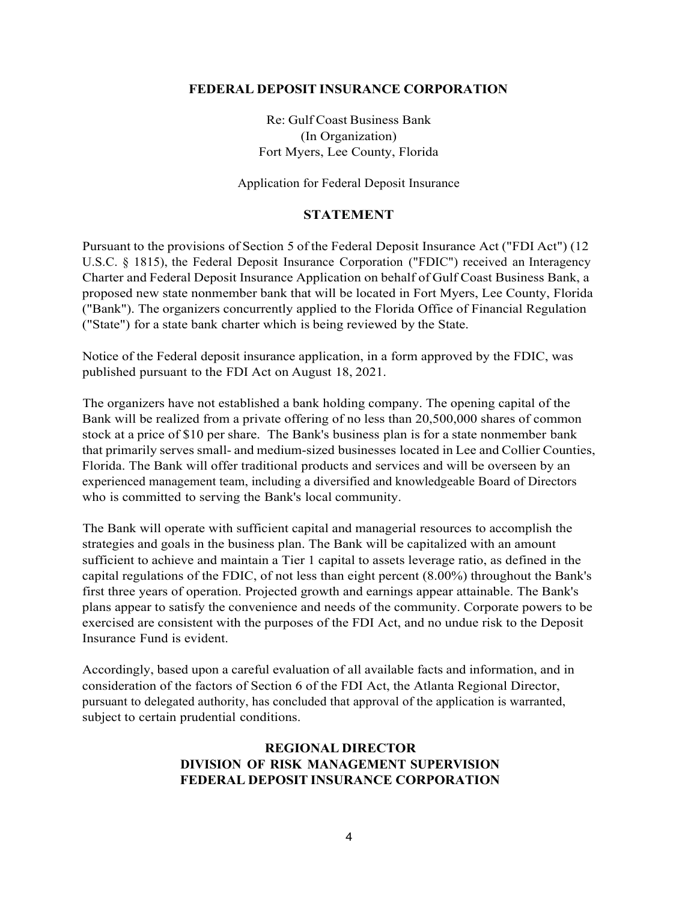**FEDERAL DEPOSIT INSURANCE CORPORATION**

Re: Gulf Coast Business Bank
(In Organization)
Fort Myers, Lee County, Florida

Application for Federal Deposit Insurance

## STATEMENT

Pursuant to the provisions of Section 5 of the Federal Deposit Insurance Act ("FDI Act") (12 U.S.C. § 1815), the Federal Deposit Insurance Corporation ("FDIC") received an Interagency Charter and Federal Deposit Insurance Application on behalf of Gulf Coast Business Bank, a proposed new state nonmember bank that will be located in Fort Myers, Lee County, Florida ("Bank"). The organizers concurrently applied to the Florida Office of Financial Regulation ("State") for a state bank charter which is being reviewed by the State.

Notice of the Federal deposit insurance application, in a form approved by the FDIC, was published pursuant to the FDI Act on August 18, 2021.

The organizers have not established a bank holding company. The opening capital of the Bank will be realized from a private offering of no less than 20,500,000 shares of common stock at a price of $10 per share. The Bank's business plan is for a state nonmember bank that primarily serves small- and medium-sized businesses located in Lee and Collier Counties, Florida. The Bank will offer traditional products and services and will be overseen by an experienced management team, including a diversified and knowledgeable Board of Directors who is committed to serving the Bank's local community.

The Bank will operate with sufficient capital and managerial resources to accomplish the strategies and goals in the business plan. The Bank will be capitalized with an amount sufficient to achieve and maintain a Tier 1 capital to assets leverage ratio, as defined in the capital regulations of the FDIC, of not less than eight percent (8.00%) throughout the Bank's first three years of operation. Projected growth and earnings appear attainable. The Bank's plans appear to satisfy the convenience and needs of the community. Corporate powers to be exercised are consistent with the purposes of the FDI Act, and no undue risk to the Deposit Insurance Fund is evident.

Accordingly, based upon a careful evaluation of all available facts and information, and in consideration of the factors of Section 6 of the FDI Act, the Atlanta Regional Director, pursuant to delegated authority, has concluded that approval of the application is warranted, subject to certain prudential conditions.

**REGIONAL DIRECTOR**
**DIVISION OF RISK MANAGEMENT SUPERVISION**
**FEDERAL DEPOSIT INSURANCE CORPORATION**